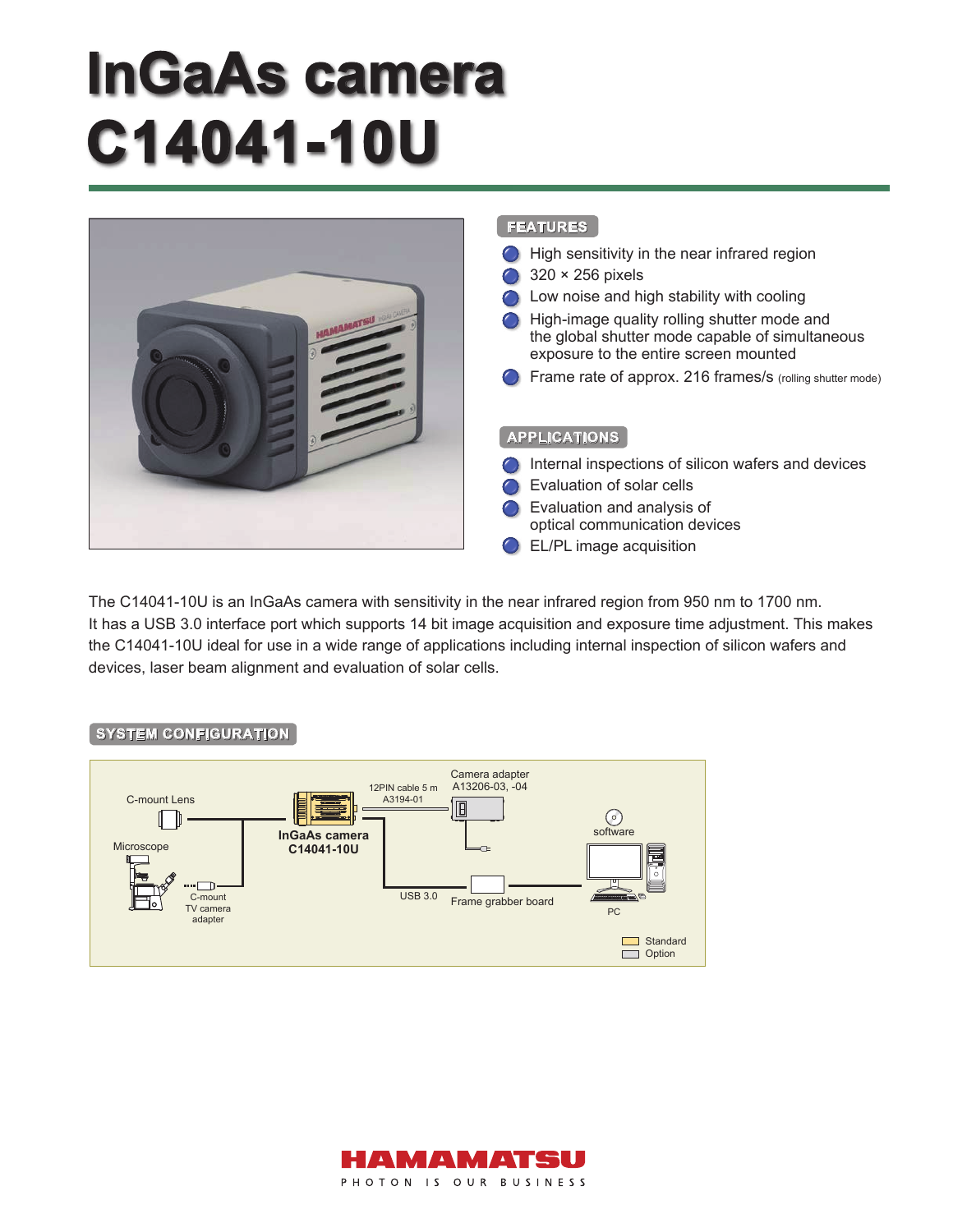# InGaAs camera C14041-10U

## FEATURES

- High sensitivity in the near infrared region
- 320 × 256 pixels
- Low noise and high stability with cooling
- High-image quality rolling shutter mode and the global shutter mode capable of simultaneous exposure to the entire screen mounted
- Frame rate of approx. 216 frames/s (rolling shutter mode)

## APPLICATIONS

- Internal inspections of silicon wafers and devices
- Evaluation of solar cells
- Evaluation and analysis of optical communication devices
- EL/PL image acquisition

The C14041-10U is an InGaAs camera with sensitivity in the near infrared region from 950 nm to 1700 nm. It has a USB 3.0 interface port which supports 14 bit image acquisition and exposure time adjustment. This makes the C14041-10U ideal for use in a wide range of applications including internal inspection of silicon wafers and devices, laser beam alignment and evaluation of solar cells.

## SYSTEM CONFIGURATION

C-mount Lens

Microscope

C-mount TV camera adapter

InGaAs camera C14041-10U

12PIN cable 5 m A3194-01

Camera adapter A13206-03, -04

USB 3.0

Frame grabber board

software

PC

Standard

Option

HAMAMATSU
PHOTON IS OUR BUSINESS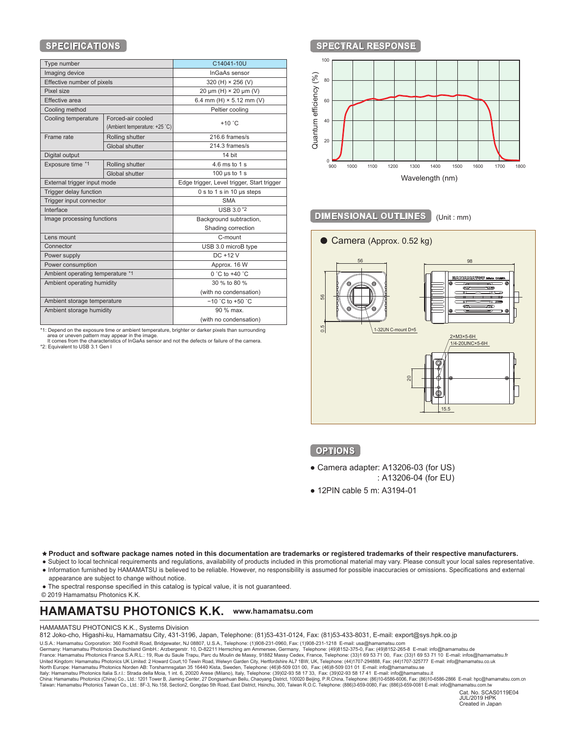## SPECIFICATIONS

| Type number | | C14041-10U |
|---|---|---|
| Imaging device | | InGaAs sensor |
| Effective number of pixels | | 320 (H) × 256 (V) |
| Pixel size | | 20 μm (H) × 20 μm (V) |
| Effective area | | 6.4 mm (H) × 5.12 mm (V) |
| Cooling method | | Peltier cooling |
| Cooling temperature | Forced-air cooled (Ambient temperature: +25 °C) | +10 °C |
| Frame rate | Rolling shutter | 216.6 frames/s |
| | Global shutter | 214.3 frames/s |
| Digital output | | 14 bit |
| Exposure time *1 | Rolling shutter | 4.6 ms to 1 s |
| | Global shutter | 100 μs to 1 s |
| External trigger input mode | | Edge trigger, Level trigger, Start trigger |
| Trigger delay function | | 0 s to 1 s in 10 μs steps |
| Trigger input connector | | SMA |
| Interface | | USB 3.0 *2 |
| Image processing functions | | Background subtraction, Shading correction |
| Lens mount | | C-mount |
| Connector | | USB 3.0 microB type |
| Power supply | | DC +12 V |
| Power consumption | | Approx. 16 W |
| Ambient operating temperature *1 | | 0 °C to +40 °C |
| Ambient operating humidity | | 30 % to 80 % (with no condensation) |
| Ambient storage temperature | | −10 °C to +50 °C |
| Ambient storage humidity | | 90 % max. (with no condensation) |

*1: Depend on the exposure time or ambient temperature, brighter or darker pixels than surrounding area or uneven pattern may appear in the image. It comes from the characteristics of InGaAs sensor and not the defects or failure of the camera.
*2: Equivalent to USB 3.1 Gen I

## SPECTRAL RESPONSE

Quantum efficiency (%)
100
80
60
40
20
0
900 1000 1100 1200 1300 1400 1500 1600 1700 1800
Wavelength (nm)

## DIMENSIONAL OUTLINES (Unit : mm)

● Camera (Approx. 0.52 kg)

56
56
0.5
1-32UN C-mount D=5
98
2×M3×5-6H
1/4-20UNC×5-6H
20
15.5

## OPTIONS

- Camera adapter: A13206-03 (for US)
  : A13206-04 (for EU)
- 12PIN cable 5 m: A3194-01

**★ Product and software package names noted in this documentation are trademarks or registered trademarks of their respective manufacturers.**
- Subject to local technical requirements and regulations, availability of products included in this promotional material may vary. Please consult your local sales representative.
- Information furnished by HAMAMATSU is believed to be reliable. However, no responsibility is assumed for possible inaccuracies or omissions. Specifications and external appearance are subject to change without notice.
- The spectral response specified in this catalog is typical value, it is not guaranteed.

© 2019 Hamamatsu Photonics K.K.

# HAMAMATSU PHOTONICS K.K. www.hamamatsu.com

HAMAMATSU PHOTONICS K.K., Systems Division
812 Joko-cho, Higashi-ku, Hamamatsu City, 431-3196, Japan, Telephone: (81)53-431-0124, Fax: (81)53-433-8031, E-mail: export@sys.hpk.co.jp
U.S.A.: Hamamatsu Corporation: 360 Foothill Road, Bridgewater, NJ 08807, U.S.A., Telephone: (1)908-231-0960, Fax: (1)908-231-1218 E-mail: usa@hamamatsu.com
Germany: Hamamatsu Photonics Deutschland GmbH.: Arzbergerstr. 10, D-82211 Herrsching am Ammersee, Germany, Telephone: (49)8152-375-0, Fax: (49)8152-265-8 E-mail: info@hamamatsu.de
France: Hamamatsu Photonics France S.A.R.L.: 19, Rue du Saule Trapu, Parc du Moulin de Massy, 91882 Massy Cedex, France, Telephone: (33)1 69 53 71 00, Fax: (33)1 69 53 71 10 E-mail: infos@hamamatsu.fr
United Kingdom: Hamamatsu Photonics UK Limited: 2 Howard Court,10 Tewin Road, Welwyn Garden City, Hertfordshire AL7 1BW, UK, Telephone: (44)1707-294888, Fax: (44)1707-325777 E-mail: info@hamamatsu.co.uk
North Europe: Hamamatsu Photonics Norden AB: Torshamnsgatan 35 16440 Kista, Sweden, Telephone: (46)8-509 031 00, Fax: (46)8-509 031 01 E-mail: info@hamamatsu.se
Italy: Hamamatsu Photonics Italia S.r.l.: Strada della Moia, 1 int. 6, 20020 Arese (Milano), Italy, Telephone: (39)02-93 58 17 33, Fax: (39)02-93 58 17 41 E-mail: info@hamamatsu.it
China: Hamamatsu Photonics (China) Co., Ltd.: 1201 Tower B, Jiaming Center, 27 Dongsanhuan Beilu, Chaoyang District, 100020 Beijing, P.R.China, Telephone: (86)10-6586-6006, Fax: (86)10-6586-2866 E-mail: hpc@hamamatsu.com.cn
Taiwan: Hamamatsu Photonics Taiwan Co., Ltd.: 8F-3, No.158, Section2, Gongdao 5th Road, East District, Hsinchu, 300, Taiwan R.O.C. Telephone: (886)3-659-0080, Fax: (886)3-659-0081 E-mail: info@hamamatsu.com.tw

Cat. No. SCAS0119E04
JUL/2019 HPK
Created in Japan